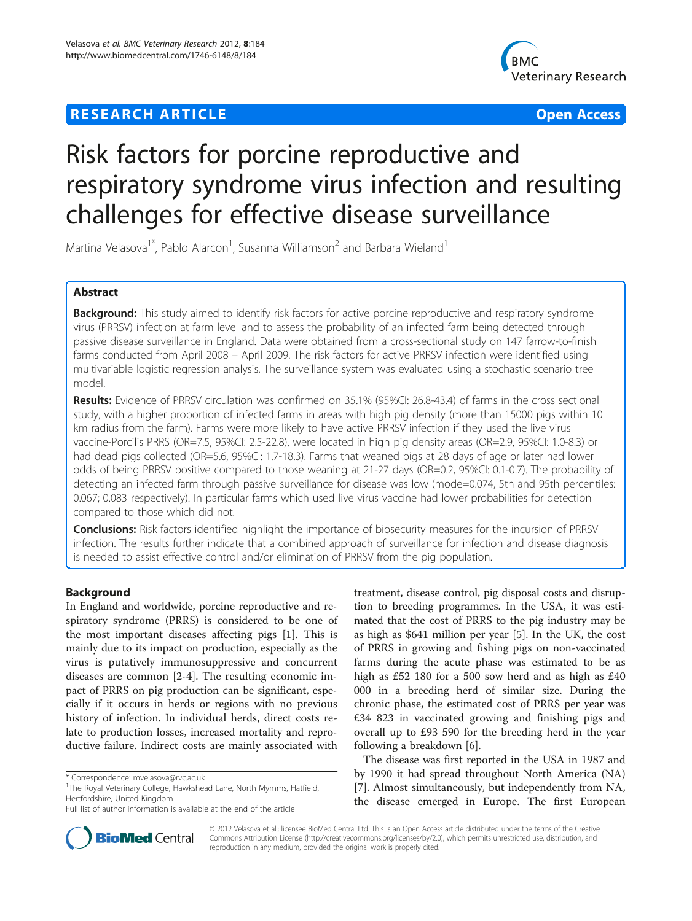**RESEARCH ARTICLE** **Open Access**

# Risk factors for porcine reproductive and respiratory syndrome virus infection and resulting challenges for effective disease surveillance

Martina Velasova[1*], Pablo Alarcon[1], Susanna Williamson[2] and Barbara Wieland[1]

## Abstract

**Background:** This study aimed to identify risk factors for active porcine reproductive and respiratory syndrome virus (PRRSV) infection at farm level and to assess the probability of an infected farm being detected through passive disease surveillance in England. Data were obtained from a cross-sectional study on 147 farrow-to-finish farms conducted from April 2008 – April 2009. The risk factors for active PRRSV infection were identified using multivariable logistic regression analysis. The surveillance system was evaluated using a stochastic scenario tree model.

**Results:** Evidence of PRRSV circulation was confirmed on 35.1% (95%CI: 26.8-43.4) of farms in the cross sectional study, with a higher proportion of infected farms in areas with high pig density (more than 15000 pigs within 10 km radius from the farm). Farms were more likely to have active PRRSV infection if they used the live virus vaccine-Porcilis PRRS (OR=7.5, 95%CI: 2.5-22.8), were located in high pig density areas (OR=2.9, 95%CI: 1.0-8.3) or had dead pigs collected (OR=5.6, 95%CI: 1.7-18.3). Farms that weaned pigs at 28 days of age or later had lower odds of being PRRSV positive compared to those weaning at 21-27 days (OR=0.2, 95%CI: 0.1-0.7). The probability of detecting an infected farm through passive surveillance for disease was low (mode=0.074, 5th and 95th percentiles: 0.067; 0.083 respectively). In particular farms which used live virus vaccine had lower probabilities for detection compared to those which did not.

**Conclusions:** Risk factors identified highlight the importance of biosecurity measures for the incursion of PRRSV infection. The results further indicate that a combined approach of surveillance for infection and disease diagnosis is needed to assist effective control and/or elimination of PRRSV from the pig population.

## Background

In England and worldwide, porcine reproductive and respiratory syndrome (PRRS) is considered to be one of the most important diseases affecting pigs [1]. This is mainly due to its impact on production, especially as the virus is putatively immunosuppressive and concurrent diseases are common [2-4]. The resulting economic impact of PRRS on pig production can be significant, especially if it occurs in herds or regions with no previous history of infection. In individual herds, direct costs relate to production losses, increased mortality and reproductive failure. Indirect costs are mainly associated with treatment, disease control, pig disposal costs and disruption to breeding programmes. In the USA, it was estimated that the cost of PRRS to the pig industry may be as high as $641 million per year [5]. In the UK, the cost of PRRS in growing and fishing pigs on non-vaccinated farms during the acute phase was estimated to be as high as £52 180 for a 500 sow herd and as high as £40 000 in a breeding herd of similar size. During the chronic phase, the estimated cost of PRRS per year was £34 823 in vaccinated growing and finishing pigs and overall up to £93 590 for the breeding herd in the year following a breakdown [6].

The disease was first reported in the USA in 1987 and by 1990 it had spread throughout North America (NA) [7]. Almost simultaneously, but independently from NA, the disease emerged in Europe. The first European

\* Correspondence: mvelasova@rvc.ac.uk
[1]The Royal Veterinary College, Hawkshead Lane, North Mymms, Hatfield, Hertfordshire, United Kingdom
Full list of author information is available at the end of the article

© 2012 Velasova et al.; licensee BioMed Central Ltd. This is an Open Access article distributed under the terms of the Creative Commons Attribution License (http://creativecommons.org/licenses/by/2.0), which permits unrestricted use, distribution, and reproduction in any medium, provided the original work is properly cited.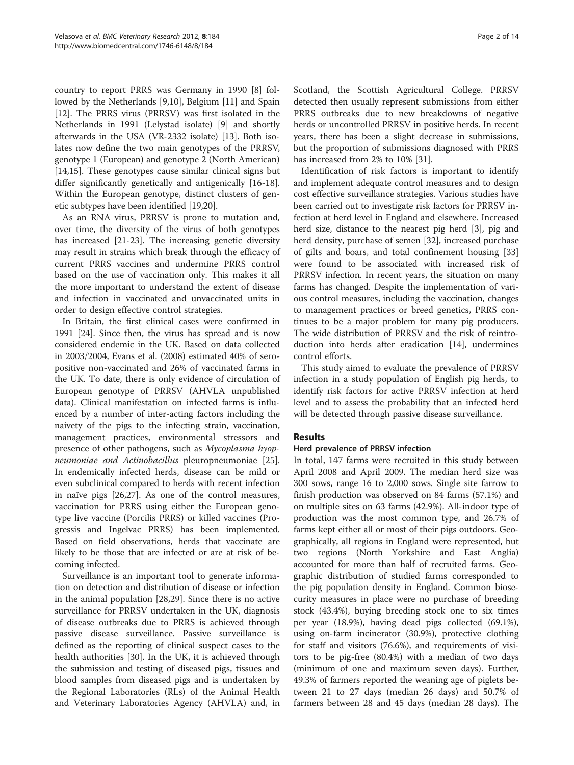country to report PRRS was Germany in 1990 [8] followed by the Netherlands [9,10], Belgium [11] and Spain [12]. The PRRS virus (PRRSV) was first isolated in the Netherlands in 1991 (Lelystad isolate) [9] and shortly afterwards in the USA (VR-2332 isolate) [13]. Both isolates now define the two main genotypes of the PRRSV, genotype 1 (European) and genotype 2 (North American) [14,15]. These genotypes cause similar clinical signs but differ significantly genetically and antigenically [16-18]. Within the European genotype, distinct clusters of genetic subtypes have been identified [19,20].

As an RNA virus, PRRSV is prone to mutation and, over time, the diversity of the virus of both genotypes has increased [21-23]. The increasing genetic diversity may result in strains which break through the efficacy of current PRRS vaccines and undermine PRRS control based on the use of vaccination only. This makes it all the more important to understand the extent of disease and infection in vaccinated and unvaccinated units in order to design effective control strategies.

In Britain, the first clinical cases were confirmed in 1991 [24]. Since then, the virus has spread and is now considered endemic in the UK. Based on data collected in 2003/2004, Evans et al. (2008) estimated 40% of seropositive non-vaccinated and 26% of vaccinated farms in the UK. To date, there is only evidence of circulation of European genotype of PRRSV (AHVLA unpublished data). Clinical manifestation on infected farms is influenced by a number of inter-acting factors including the naivety of the pigs to the infecting strain, vaccination, management practices, environmental stressors and presence of other pathogens, such as *Mycoplasma hyopneumoniae and Actinobacillus* pleuropneumoniae [25]. In endemically infected herds, disease can be mild or even subclinical compared to herds with recent infection in naïve pigs [26,27]. As one of the control measures, vaccination for PRRS using either the European genotype live vaccine (Porcilis PRRS) or killed vaccines (Progressis and Ingelvac PRRS) has been implemented. Based on field observations, herds that vaccinate are likely to be those that are infected or are at risk of becoming infected.

Surveillance is an important tool to generate information on detection and distribution of disease or infection in the animal population [28,29]. Since there is no active surveillance for PRRSV undertaken in the UK, diagnosis of disease outbreaks due to PRRS is achieved through passive disease surveillance. Passive surveillance is defined as the reporting of clinical suspect cases to the health authorities [30]. In the UK, it is achieved through the submission and testing of diseased pigs, tissues and blood samples from diseased pigs and is undertaken by the Regional Laboratories (RLs) of the Animal Health and Veterinary Laboratories Agency (AHVLA) and, in Scotland, the Scottish Agricultural College. PRRSV detected then usually represent submissions from either PRRS outbreaks due to new breakdowns of negative herds or uncontrolled PRRSV in positive herds. In recent years, there has been a slight decrease in submissions, but the proportion of submissions diagnosed with PRRS has increased from 2% to 10% [31].

Identification of risk factors is important to identify and implement adequate control measures and to design cost effective surveillance strategies. Various studies have been carried out to investigate risk factors for PRRSV infection at herd level in England and elsewhere. Increased herd size, distance to the nearest pig herd [3], pig and herd density, purchase of semen [32], increased purchase of gilts and boars, and total confinement housing [33] were found to be associated with increased risk of PRRSV infection. In recent years, the situation on many farms has changed. Despite the implementation of various control measures, including the vaccination, changes to management practices or breed genetics, PRRS continues to be a major problem for many pig producers. The wide distribution of PRRSV and the risk of reintroduction into herds after eradication [14], undermines control efforts.

This study aimed to evaluate the prevalence of PRRSV infection in a study population of English pig herds, to identify risk factors for active PRRSV infection at herd level and to assess the probability that an infected herd will be detected through passive disease surveillance.

## Results

### Herd prevalence of PRRSV infection

In total, 147 farms were recruited in this study between April 2008 and April 2009. The median herd size was 300 sows, range 16 to 2,000 sows. Single site farrow to finish production was observed on 84 farms (57.1%) and on multiple sites on 63 farms (42.9%). All-indoor type of production was the most common type, and 26.7% of farms kept either all or most of their pigs outdoors. Geographically, all regions in England were represented, but two regions (North Yorkshire and East Anglia) accounted for more than half of recruited farms. Geographic distribution of studied farms corresponded to the pig population density in England. Common biosecurity measures in place were no purchase of breeding stock (43.4%), buying breeding stock one to six times per year (18.9%), having dead pigs collected (69.1%), using on-farm incinerator (30.9%), protective clothing for staff and visitors (76.6%), and requirements of visitors to be pig-free (80.4%) with a median of two days (minimum of one and maximum seven days). Further, 49.3% of farmers reported the weaning age of piglets between 21 to 27 days (median 26 days) and 50.7% of farmers between 28 and 45 days (median 28 days). The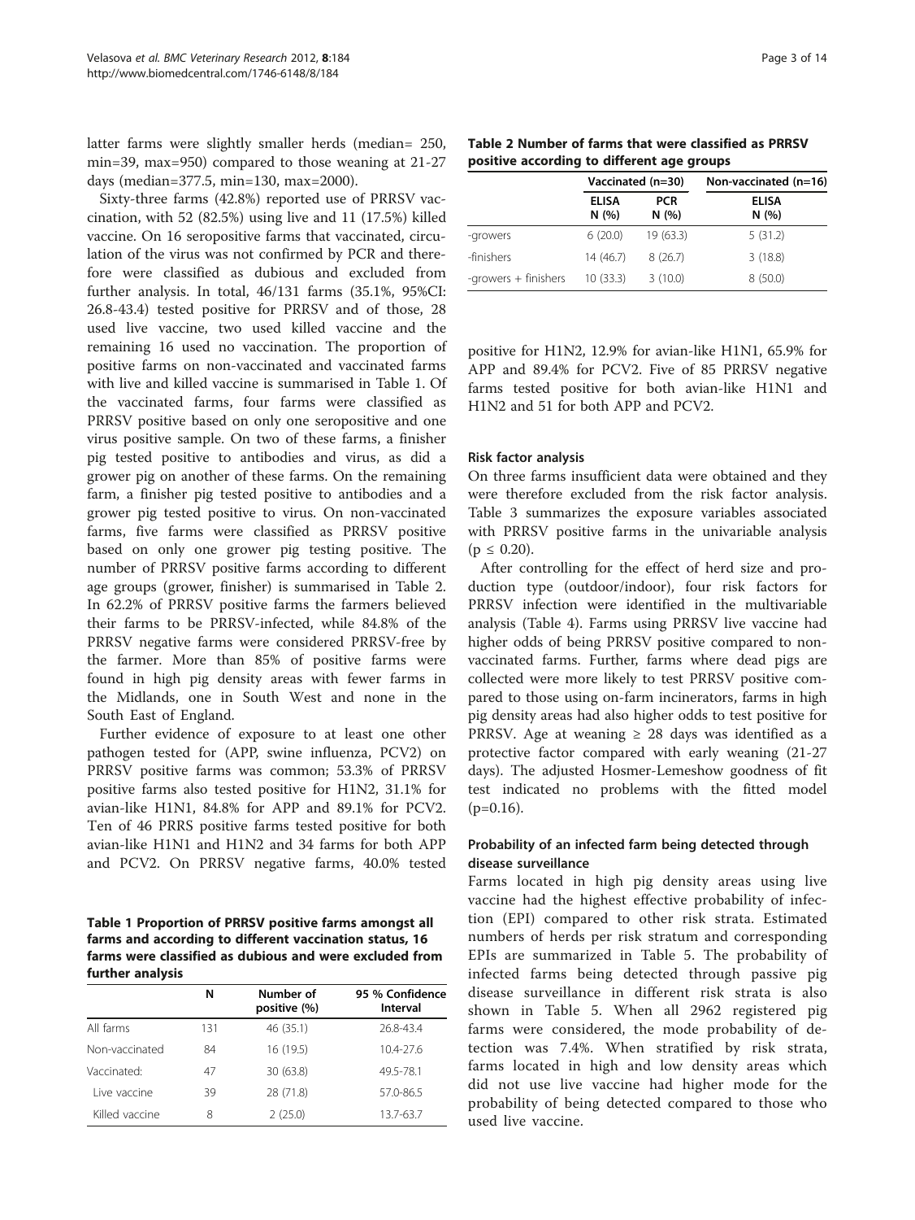latter farms were slightly smaller herds (median= 250, min=39, max=950) compared to those weaning at 21-27 days (median=377.5, min=130, max=2000).

Sixty-three farms (42.8%) reported use of PRRSV vaccination, with 52 (82.5%) using live and 11 (17.5%) killed vaccine. On 16 seropositive farms that vaccinated, circulation of the virus was not confirmed by PCR and therefore were classified as dubious and excluded from further analysis. In total, 46/131 farms (35.1%, 95%CI: 26.8-43.4) tested positive for PRRSV and of those, 28 used live vaccine, two used killed vaccine and the remaining 16 used no vaccination. The proportion of positive farms on non-vaccinated and vaccinated farms with live and killed vaccine is summarised in Table 1. Of the vaccinated farms, four farms were classified as PRRSV positive based on only one seropositive and one virus positive sample. On two of these farms, a finisher pig tested positive to antibodies and virus, as did a grower pig on another of these farms. On the remaining farm, a finisher pig tested positive to antibodies and a grower pig tested positive to virus. On non-vaccinated farms, five farms were classified as PRRSV positive based on only one grower pig testing positive. The number of PRRSV positive farms according to different age groups (grower, finisher) is summarised in Table 2. In 62.2% of PRRSV positive farms the farmers believed their farms to be PRRSV-infected, while 84.8% of the PRRSV negative farms were considered PRRSV-free by the farmer. More than 85% of positive farms were found in high pig density areas with fewer farms in the Midlands, one in South West and none in the South East of England.

Further evidence of exposure to at least one other pathogen tested for (APP, swine influenza, PCV2) on PRRSV positive farms was common; 53.3% of PRRSV positive farms also tested positive for H1N2, 31.1% for avian-like H1N1, 84.8% for APP and 89.1% for PCV2. Ten of 46 PRRS positive farms tested positive for both avian-like H1N1 and H1N2 and 34 farms for both APP and PCV2. On PRRSV negative farms, 40.0% tested positive for H1N2, 12.9% for avian-like H1N1, 65.9% for APP and 89.4% for PCV2. Five of 85 PRRSV negative farms tested positive for both avian-like H1N1 and H1N2 and 51 for both APP and PCV2.

**Table 1 Proportion of PRRSV positive farms amongst all farms and according to different vaccination status, 16 farms were classified as dubious and were excluded from further analysis**

| | N | Number of positive (%) | 95 % Confidence Interval |
|---|---|---|---|
| All farms | 131 | 46 (35.1) | 26.8-43.4 |
| Non-vaccinated | 84 | 16 (19.5) | 10.4-27.6 |
| Vaccinated: | 47 | 30 (63.8) | 49.5-78.1 |
| Live vaccine | 39 | 28 (71.8) | 57.0-86.5 |
| Killed vaccine | 8 | 2 (25.0) | 13.7-63.7 |

**Table 2 Number of farms that were classified as PRRSV positive according to different age groups**

| | Vaccinated (n=30) | | Non-vaccinated (n=16) |
|---|---|---|---|
| | ELISA N (%) | PCR N (%) | ELISA N (%) |
| -growers | 6 (20.0) | 19 (63.3) | 5 (31.2) |
| -finishers | 14 (46.7) | 8 (26.7) | 3 (18.8) |
| -growers + finishers | 10 (33.3) | 3 (10.0) | 8 (50.0) |

### Risk factor analysis

On three farms insufficient data were obtained and they were therefore excluded from the risk factor analysis. Table 3 summarizes the exposure variables associated with PRRSV positive farms in the univariable analysis ($p \leq 0.20$).

After controlling for the effect of herd size and production type (outdoor/indoor), four risk factors for PRRSV infection were identified in the multivariable analysis (Table 4). Farms using PRRSV live vaccine had higher odds of being PRRSV positive compared to non-vaccinated farms. Further, farms where dead pigs are collected were more likely to test PRRSV positive compared to those using on-farm incinerators, farms in high pig density areas had also higher odds to test positive for PRRSV. Age at weaning $\geq$ 28 days was identified as a protective factor compared with early weaning (21-27 days). The adjusted Hosmer-Lemeshow goodness of fit test indicated no problems with the fitted model ($p=0.16$).

### Probability of an infected farm being detected through disease surveillance

Farms located in high pig density areas using live vaccine had the highest effective probability of infection (EPI) compared to other risk strata. Estimated numbers of herds per risk stratum and corresponding EPIs are summarized in Table 5. The probability of infected farms being detected through passive pig disease surveillance in different risk strata is also shown in Table 5. When all 2962 registered pig farms were considered, the mode probability of detection was 7.4%. When stratified by risk strata, farms located in high and low density areas which did not use live vaccine had higher mode for the probability of being detected compared to those who used live vaccine.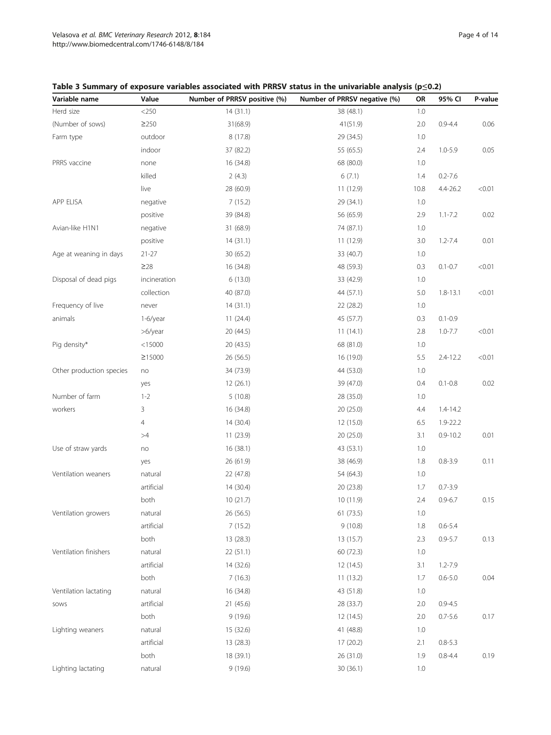**Table 3 Summary of exposure variables associated with PRRSV status in the univariable analysis (p≤0.2)**

| Variable name | Value | Number of PRRSV positive (%) | Number of PRRSV negative (%) | OR | 95% CI | P-value |
|---|---|---|---|---|---|---|
| Herd size | <250 | 14 (31.1) | 38 (48.1) | 1.0 | | |
| (Number of sows) | ≥250 | 31(68.9) | 41(51.9) | 2.0 | 0.9-4.4 | 0.06 |
| Farm type | outdoor | 8 (17.8) | 29 (34.5) | 1.0 | | |
| | indoor | 37 (82.2) | 55 (65.5) | 2.4 | 1.0-5.9 | 0.05 |
| PRRS vaccine | none | 16 (34.8) | 68 (80.0) | 1.0 | | |
| | killed | 2 (4.3) | 6 (7.1) | 1.4 | 0.2-7.6 | |
| | live | 28 (60.9) | 11 (12.9) | 10.8 | 4.4-26.2 | <0.01 |
| APP ELISA | negative | 7 (15.2) | 29 (34.1) | 1.0 | | |
| | positive | 39 (84.8) | 56 (65.9) | 2.9 | 1.1-7.2 | 0.02 |
| Avian-like H1N1 | negative | 31 (68.9) | 74 (87.1) | 1.0 | | |
| | positive | 14 (31.1) | 11 (12.9) | 3.0 | 1.2-7.4 | 0.01 |
| Age at weaning in days | 21-27 | 30 (65.2) | 33 (40.7) | 1.0 | | |
| | ≥28 | 16 (34.8) | 48 (59.3) | 0.3 | 0.1-0.7 | <0.01 |
| Disposal of dead pigs | incineration | 6 (13.0) | 33 (42.9) | 1.0 | | |
| | collection | 40 (87.0) | 44 (57.1) | 5.0 | 1.8-13.1 | <0.01 |
| Frequency of live | never | 14 (31.1) | 22 (28.2) | 1.0 | | |
| animals | 1-6/year | 11 (24.4) | 45 (57.7) | 0.3 | 0.1-0.9 | |
| | >6/year | 20 (44.5) | 11 (14.1) | 2.8 | 1.0-7.7 | <0.01 |
| Pig density* | <15000 | 20 (43.5) | 68 (81.0) | 1.0 | | |
| | ≥15000 | 26 (56.5) | 16 (19.0) | 5.5 | 2.4-12.2 | <0.01 |
| Other production species | no | 34 (73.9) | 44 (53.0) | 1.0 | | |
| | yes | 12 (26.1) | 39 (47.0) | 0.4 | 0.1-0.8 | 0.02 |
| Number of farm | 1-2 | 5 (10.8) | 28 (35.0) | 1.0 | | |
| workers | 3 | 16 (34.8) | 20 (25.0) | 4.4 | 1.4-14.2 | |
| | 4 | 14 (30.4) | 12 (15.0) | 6.5 | 1.9-22.2 | |
| | >4 | 11 (23.9) | 20 (25.0) | 3.1 | 0.9-10.2 | 0.01 |
| Use of straw yards | no | 16 (38.1) | 43 (53.1) | 1.0 | | |
| | yes | 26 (61.9) | 38 (46.9) | 1.8 | 0.8-3.9 | 0.11 |
| Ventilation weaners | natural | 22 (47.8) | 54 (64.3) | 1.0 | | |
| | artificial | 14 (30.4) | 20 (23.8) | 1.7 | 0.7-3.9 | |
| | both | 10 (21.7) | 10 (11.9) | 2.4 | 0.9-6.7 | 0.15 |
| Ventilation growers | natural | 26 (56.5) | 61 (73.5) | 1.0 | | |
| | artificial | 7 (15.2) | 9 (10.8) | 1.8 | 0.6-5.4 | |
| | both | 13 (28.3) | 13 (15.7) | 2.3 | 0.9-5.7 | 0.13 |
| Ventilation finishers | natural | 22 (51.1) | 60 (72.3) | 1.0 | | |
| | artificial | 14 (32.6) | 12 (14.5) | 3.1 | 1.2-7.9 | |
| | both | 7 (16.3) | 11 (13.2) | 1.7 | 0.6-5.0 | 0.04 |
| Ventilation lactating | natural | 16 (34.8) | 43 (51.8) | 1.0 | | |
| sows | artificial | 21 (45.6) | 28 (33.7) | 2.0 | 0.9-4.5 | |
| | both | 9 (19.6) | 12 (14.5) | 2.0 | 0.7-5.6 | 0.17 |
| Lighting weaners | natural | 15 (32.6) | 41 (48.8) | 1.0 | | |
| | artificial | 13 (28.3) | 17 (20.2) | 2.1 | 0.8-5.3 | |
| | both | 18 (39.1) | 26 (31.0) | 1.9 | 0.8-4.4 | 0.19 |
| Lighting lactating | natural | 9 (19.6) | 30 (36.1) | 1.0 | | |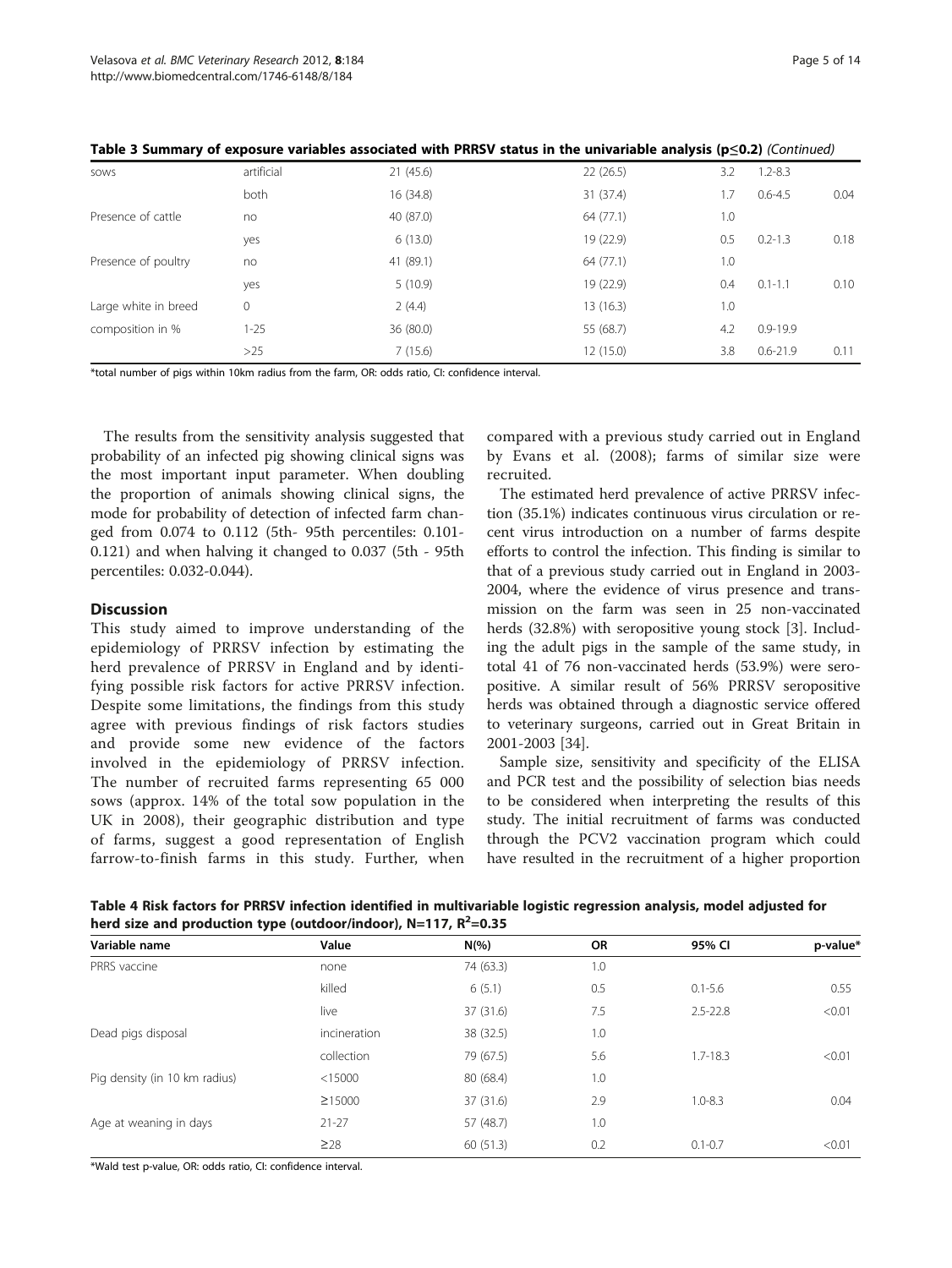**Table 3 Summary of exposure variables associated with PRRSV status in the univariable analysis (p≤0.2)** *(Continued)*

| | | | | | | |
|---|---|---|---|---|---|---|
| sows | artificial | 21 (45.6) | 22 (26.5) | 3.2 | 1.2-8.3 | |
| | both | 16 (34.8) | 31 (37.4) | 1.7 | 0.6-4.5 | 0.04 |
| Presence of cattle | no | 40 (87.0) | 64 (77.1) | 1.0 | | |
| | yes | 6 (13.0) | 19 (22.9) | 0.5 | 0.2-1.3 | 0.18 |
| Presence of poultry | no | 41 (89.1) | 64 (77.1) | 1.0 | | |
| | yes | 5 (10.9) | 19 (22.9) | 0.4 | 0.1-1.1 | 0.10 |
| Large white in breed composition in % | 0 | 2 (4.4) | 13 (16.3) | 1.0 | | |
| | 1-25 | 36 (80.0) | 55 (68.7) | 4.2 | 0.9-19.9 | |
| | >25 | 7 (15.6) | 12 (15.0) | 3.8 | 0.6-21.9 | 0.11 |

*total number of pigs within 10km radius from the farm, OR: odds ratio, CI: confidence interval.

The results from the sensitivity analysis suggested that probability of an infected pig showing clinical signs was the most important input parameter. When doubling the proportion of animals showing clinical signs, the mode for probability of detection of infected farm changed from 0.074 to 0.112 (5th- 95th percentiles: 0.101-0.121) and when halving it changed to 0.037 (5th - 95th percentiles: 0.032-0.044).

## Discussion

This study aimed to improve understanding of the epidemiology of PRRSV infection by estimating the herd prevalence of PRRSV in England and by identifying possible risk factors for active PRRSV infection. Despite some limitations, the findings from this study agree with previous findings of risk factors studies and provide some new evidence of the factors involved in the epidemiology of PRRSV infection. The number of recruited farms representing 65 000 sows (approx. 14% of the total sow population in the UK in 2008), their geographic distribution and type of farms, suggest a good representation of English farrow-to-finish farms in this study. Further, when compared with a previous study carried out in England by Evans et al. (2008); farms of similar size were recruited.

The estimated herd prevalence of active PRRSV infection (35.1%) indicates continuous virus circulation or recent virus introduction on a number of farms despite efforts to control the infection. This finding is similar to that of a previous study carried out in England in 2003-2004, where the evidence of virus presence and transmission on the farm was seen in 25 non-vaccinated herds (32.8%) with seropositive young stock [3]. Including the adult pigs in the sample of the same study, in total 41 of 76 non-vaccinated herds (53.9%) were seropositive. A similar result of 56% PRRSV seropositive herds was obtained through a diagnostic service offered to veterinary surgeons, carried out in Great Britain in 2001-2003 [34].

Sample size, sensitivity and specificity of the ELISA and PCR test and the possibility of selection bias needs to be considered when interpreting the results of this study. The initial recruitment of farms was conducted through the PCV2 vaccination program which could have resulted in the recruitment of a higher proportion

**Table 4 Risk factors for PRRSV infection identified in multivariable logistic regression analysis, model adjusted for herd size and production type (outdoor/indoor), N=117, $R^2$=0.35**

| Variable name | Value | N(%) | OR | 95% CI | p-value* |
|---|---|---|---|---|---|
| PRRS vaccine | none | 74 (63.3) | 1.0 | | |
| | killed | 6 (5.1) | 0.5 | 0.1-5.6 | 0.55 |
| | live | 37 (31.6) | 7.5 | 2.5-22.8 | <0.01 |
| Dead pigs disposal | incineration | 38 (32.5) | 1.0 | | |
| | collection | 79 (67.5) | 5.6 | 1.7-18.3 | <0.01 |
| Pig density (in 10 km radius) | <15000 | 80 (68.4) | 1.0 | | |
| | ≥15000 | 37 (31.6) | 2.9 | 1.0-8.3 | 0.04 |
| Age at weaning in days | 21-27 | 57 (48.7) | 1.0 | | |
| | ≥28 | 60 (51.3) | 0.2 | 0.1-0.7 | <0.01 |

*Wald test p-value, OR: odds ratio, CI: confidence interval.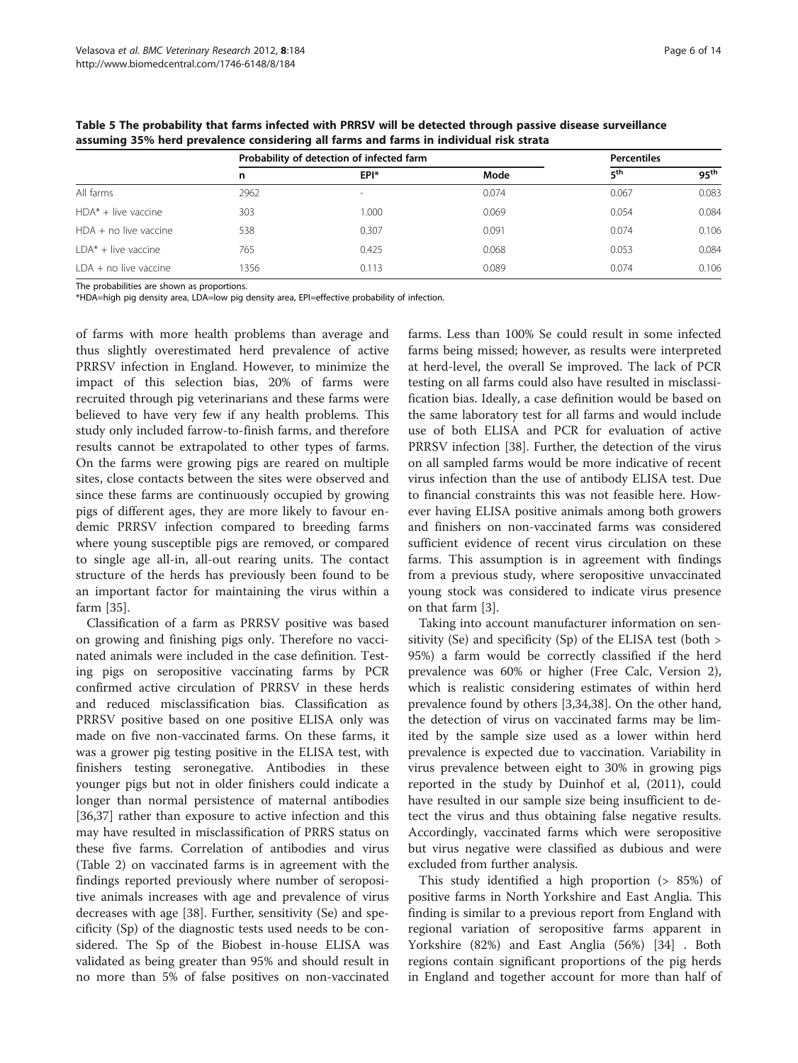**Table 5 The probability that farms infected with PRRSV will be detected through passive disease surveillance assuming 35% herd prevalence considering all farms and farms in individual risk strata**

| | Probability of detection of infected farm | | | Percentiles | |
|---|---|---|---|---|---|
| | n | EPI* | Mode | 5th | 95th |
| All farms | 2962 | - | 0.074 | 0.067 | 0.083 |
| HDA* + live vaccine | 303 | 1.000 | 0.069 | 0.054 | 0.084 |
| HDA + no live vaccine | 538 | 0.307 | 0.091 | 0.074 | 0.106 |
| LDA* + live vaccine | 765 | 0.425 | 0.068 | 0.053 | 0.084 |
| LDA + no live vaccine | 1356 | 0.113 | 0.089 | 0.074 | 0.106 |

The probabilities are shown as proportions.

*HDA=high pig density area, LDA=low pig density area, EPI=effective probability of infection.

of farms with more health problems than average and thus slightly overestimated herd prevalence of active PRRSV infection in England. However, to minimize the impact of this selection bias, 20% of farms were recruited through pig veterinarians and these farms were believed to have very few if any health problems. This study only included farrow-to-finish farms, and therefore results cannot be extrapolated to other types of farms. On the farms were growing pigs are reared on multiple sites, close contacts between the sites were observed and since these farms are continuously occupied by growing pigs of different ages, they are more likely to favour endemic PRRSV infection compared to breeding farms where young susceptible pigs are removed, or compared to single age all-in, all-out rearing units. The contact structure of the herds has previously been found to be an important factor for maintaining the virus within a farm [35].

Classification of a farm as PRRSV positive was based on growing and finishing pigs only. Therefore no vaccinated animals were included in the case definition. Testing pigs on seropositive vaccinating farms by PCR confirmed active circulation of PRRSV in these herds and reduced misclassification bias. Classification as PRRSV positive based on one positive ELISA only was made on five non-vaccinated farms. On these farms, it was a grower pig testing positive in the ELISA test, with finishers testing seronegative. Antibodies in these younger pigs but not in older finishers could indicate a longer than normal persistence of maternal antibodies [36,37] rather than exposure to active infection and this may have resulted in misclassification of PRRS status on these five farms. Correlation of antibodies and virus (Table 2) on vaccinated farms is in agreement with the findings reported previously where number of seropositive animals increases with age and prevalence of virus decreases with age [38]. Further, sensitivity (Se) and specificity (Sp) of the diagnostic tests used needs to be considered. The Sp of the Biobest in-house ELISA was validated as being greater than 95% and should result in no more than 5% of false positives on non-vaccinated farms. Less than 100% Se could result in some infected farms being missed; however, as results were interpreted at herd-level, the overall Se improved. The lack of PCR testing on all farms could also have resulted in misclassification bias. Ideally, a case definition would be based on the same laboratory test for all farms and would include use of both ELISA and PCR for evaluation of active PRRSV infection [38]. Further, the detection of the virus on all sampled farms would be more indicative of recent virus infection than the use of antibody ELISA test. Due to financial constraints this was not feasible here. However having ELISA positive animals among both growers and finishers on non-vaccinated farms was considered sufficient evidence of recent virus circulation on these farms. This assumption is in agreement with findings from a previous study, where seropositive unvaccinated young stock was considered to indicate virus presence on that farm [3].

Taking into account manufacturer information on sensitivity (Se) and specificity (Sp) of the ELISA test (both > 95%) a farm would be correctly classified if the herd prevalence was 60% or higher (Free Calc, Version 2), which is realistic considering estimates of within herd prevalence found by others [3,34,38]. On the other hand, the detection of virus on vaccinated farms may be limited by the sample size used as a lower within herd prevalence is expected due to vaccination. Variability in virus prevalence between eight to 30% in growing pigs reported in the study by Duinhof et al, (2011), could have resulted in our sample size being insufficient to detect the virus and thus obtaining false negative results. Accordingly, vaccinated farms which were seropositive but virus negative were classified as dubious and were excluded from further analysis.

This study identified a high proportion (> 85%) of positive farms in North Yorkshire and East Anglia. This finding is similar to a previous report from England with regional variation of seropositive farms apparent in Yorkshire (82%) and East Anglia (56%) [34] . Both regions contain significant proportions of the pig herds in England and together account for more than half of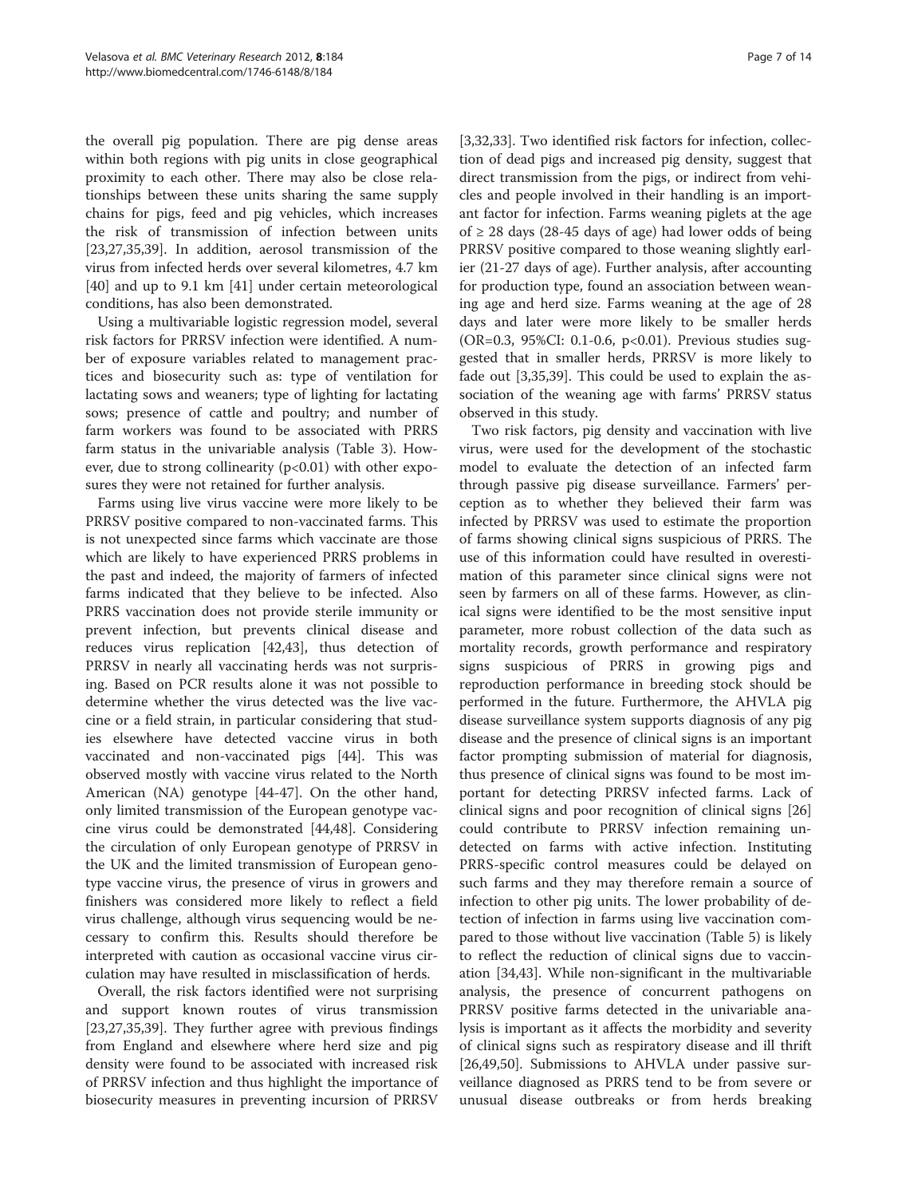the overall pig population. There are pig dense areas within both regions with pig units in close geographical proximity to each other. There may also be close relationships between these units sharing the same supply chains for pigs, feed and pig vehicles, which increases the risk of transmission of infection between units [23,27,35,39]. In addition, aerosol transmission of the virus from infected herds over several kilometres, 4.7 km [40] and up to 9.1 km [41] under certain meteorological conditions, has also been demonstrated.

Using a multivariable logistic regression model, several risk factors for PRRSV infection were identified. A number of exposure variables related to management practices and biosecurity such as: type of ventilation for lactating sows and weaners; type of lighting for lactating sows; presence of cattle and poultry; and number of farm workers was found to be associated with PRRS farm status in the univariable analysis (Table 3). However, due to strong collinearity ($p<0.01$) with other exposures they were not retained for further analysis.

Farms using live virus vaccine were more likely to be PRRSV positive compared to non-vaccinated farms. This is not unexpected since farms which vaccinate are those which are likely to have experienced PRRS problems in the past and indeed, the majority of farmers of infected farms indicated that they believe to be infected. Also PRRS vaccination does not provide sterile immunity or prevent infection, but prevents clinical disease and reduces virus replication [42,43], thus detection of PRRSV in nearly all vaccinating herds was not surprising. Based on PCR results alone it was not possible to determine whether the virus detected was the live vaccine or a field strain, in particular considering that studies elsewhere have detected vaccine virus in both vaccinated and non-vaccinated pigs [44]. This was observed mostly with vaccine virus related to the North American (NA) genotype [44-47]. On the other hand, only limited transmission of the European genotype vaccine virus could be demonstrated [44,48]. Considering the circulation of only European genotype of PRRSV in the UK and the limited transmission of European genotype vaccine virus, the presence of virus in growers and finishers was considered more likely to reflect a field virus challenge, although virus sequencing would be necessary to confirm this. Results should therefore be interpreted with caution as occasional vaccine virus circulation may have resulted in misclassification of herds.

Overall, the risk factors identified were not surprising and support known routes of virus transmission [23,27,35,39]. They further agree with previous findings from England and elsewhere where herd size and pig density were found to be associated with increased risk of PRRSV infection and thus highlight the importance of biosecurity measures in preventing incursion of PRRSV [3,32,33]. Two identified risk factors for infection, collection of dead pigs and increased pig density, suggest that direct transmission from the pigs, or indirect from vehicles and people involved in their handling is an important factor for infection. Farms weaning piglets at the age of ≥ 28 days (28-45 days of age) had lower odds of being PRRSV positive compared to those weaning slightly earlier (21-27 days of age). Further analysis, after accounting for production type, found an association between weaning age and herd size. Farms weaning at the age of 28 days and later were more likely to be smaller herds (OR=0.3, 95%CI: 0.1-0.6, $p<0.01$). Previous studies suggested that in smaller herds, PRRSV is more likely to fade out [3,35,39]. This could be used to explain the association of the weaning age with farms' PRRSV status observed in this study.

Two risk factors, pig density and vaccination with live virus, were used for the development of the stochastic model to evaluate the detection of an infected farm through passive pig disease surveillance. Farmers' perception as to whether they believed their farm was infected by PRRSV was used to estimate the proportion of farms showing clinical signs suspicious of PRRS. The use of this information could have resulted in overestimation of this parameter since clinical signs were not seen by farmers on all of these farms. However, as clinical signs were identified to be the most sensitive input parameter, more robust collection of the data such as mortality records, growth performance and respiratory signs suspicious of PRRS in growing pigs and reproduction performance in breeding stock should be performed in the future. Furthermore, the AHVLA pig disease surveillance system supports diagnosis of any pig disease and the presence of clinical signs is an important factor prompting submission of material for diagnosis, thus presence of clinical signs was found to be most important for detecting PRRSV infected farms. Lack of clinical signs and poor recognition of clinical signs [26] could contribute to PRRSV infection remaining undetected on farms with active infection. Instituting PRRS-specific control measures could be delayed on such farms and they may therefore remain a source of infection to other pig units. The lower probability of detection of infection in farms using live vaccination compared to those without live vaccination (Table 5) is likely to reflect the reduction of clinical signs due to vaccination [34,43]. While non-significant in the multivariable analysis, the presence of concurrent pathogens on PRRSV positive farms detected in the univariable analysis is important as it affects the morbidity and severity of clinical signs such as respiratory disease and ill thrift [26,49,50]. Submissions to AHVLA under passive surveillance diagnosed as PRRS tend to be from severe or unusual disease outbreaks or from herds breaking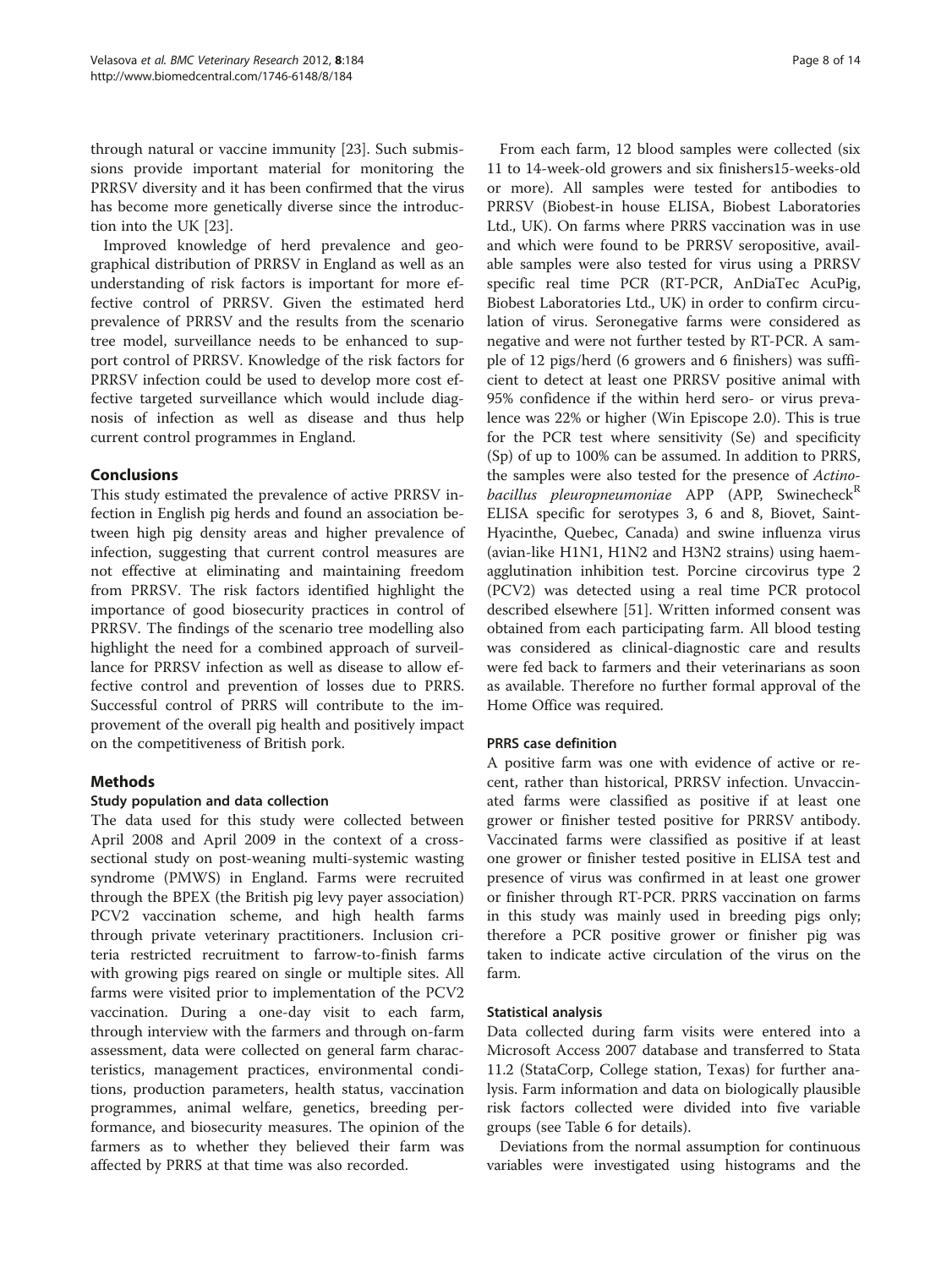through natural or vaccine immunity [23]. Such submissions provide important material for monitoring the PRRSV diversity and it has been confirmed that the virus has become more genetically diverse since the introduction into the UK [23].

Improved knowledge of herd prevalence and geographical distribution of PRRSV in England as well as an understanding of risk factors is important for more effective control of PRRSV. Given the estimated herd prevalence of PRRSV and the results from the scenario tree model, surveillance needs to be enhanced to support control of PRRSV. Knowledge of the risk factors for PRRSV infection could be used to develop more cost effective targeted surveillance which would include diagnosis of infection as well as disease and thus help current control programmes in England.

## Conclusions

This study estimated the prevalence of active PRRSV infection in English pig herds and found an association between high pig density areas and higher prevalence of infection, suggesting that current control measures are not effective at eliminating and maintaining freedom from PRRSV. The risk factors identified highlight the importance of good biosecurity practices in control of PRRSV. The findings of the scenario tree modelling also highlight the need for a combined approach of surveillance for PRRSV infection as well as disease to allow effective control and prevention of losses due to PRRS. Successful control of PRRS will contribute to the improvement of the overall pig health and positively impact on the competitiveness of British pork.

## Methods

### Study population and data collection

The data used for this study were collected between April 2008 and April 2009 in the context of a cross-sectional study on post-weaning multi-systemic wasting syndrome (PMWS) in England. Farms were recruited through the BPEX (the British pig levy payer association) PCV2 vaccination scheme, and high health farms through private veterinary practitioners. Inclusion criteria restricted recruitment to farrow-to-finish farms with growing pigs reared on single or multiple sites. All farms were visited prior to implementation of the PCV2 vaccination. During a one-day visit to each farm, through interview with the farmers and through on-farm assessment, data were collected on general farm characteristics, management practices, environmental conditions, production parameters, health status, vaccination programmes, animal welfare, genetics, breeding performance, and biosecurity measures. The opinion of the farmers as to whether they believed their farm was affected by PRRS at that time was also recorded.

From each farm, 12 blood samples were collected (six 11 to 14-week-old growers and six finishers15-weeks-old or more). All samples were tested for antibodies to PRRSV (Biobest-in house ELISA, Biobest Laboratories Ltd., UK). On farms where PRRS vaccination was in use and which were found to be PRRSV seropositive, available samples were also tested for virus using a PRRSV specific real time PCR (RT-PCR, AnDiaTec AcuPig, Biobest Laboratories Ltd., UK) in order to confirm circulation of virus. Seronegative farms were considered as negative and were not further tested by RT-PCR. A sample of 12 pigs/herd (6 growers and 6 finishers) was sufficient to detect at least one PRRSV positive animal with 95% confidence if the within herd sero- or virus prevalence was 22% or higher (Win Episcope 2.0). This is true for the PCR test where sensitivity (Se) and specificity (Sp) of up to 100% can be assumed. In addition to PRRS, the samples were also tested for the presence of *Actinobacillus pleuropneumoniae* APP (APP, Swinecheck[R] ELISA specific for serotypes 3, 6 and 8, Biovet, Saint-Hyacinthe, Quebec, Canada) and swine influenza virus (avian-like H1N1, H1N2 and H3N2 strains) using haemagglutination inhibition test. Porcine circovirus type 2 (PCV2) was detected using a real time PCR protocol described elsewhere [51]. Written informed consent was obtained from each participating farm. All blood testing was considered as clinical-diagnostic care and results were fed back to farmers and their veterinarians as soon as available. Therefore no further formal approval of the Home Office was required.

### PRRS case definition

A positive farm was one with evidence of active or recent, rather than historical, PRRSV infection. Unvaccinated farms were classified as positive if at least one grower or finisher tested positive for PRRSV antibody. Vaccinated farms were classified as positive if at least one grower or finisher tested positive in ELISA test and presence of virus was confirmed in at least one grower or finisher through RT-PCR. PRRS vaccination on farms in this study was mainly used in breeding pigs only; therefore a PCR positive grower or finisher pig was taken to indicate active circulation of the virus on the farm.

### Statistical analysis

Data collected during farm visits were entered into a Microsoft Access 2007 database and transferred to Stata 11.2 (StataCorp, College station, Texas) for further analysis. Farm information and data on biologically plausible risk factors collected were divided into five variable groups (see Table 6 for details).

Deviations from the normal assumption for continuous variables were investigated using histograms and the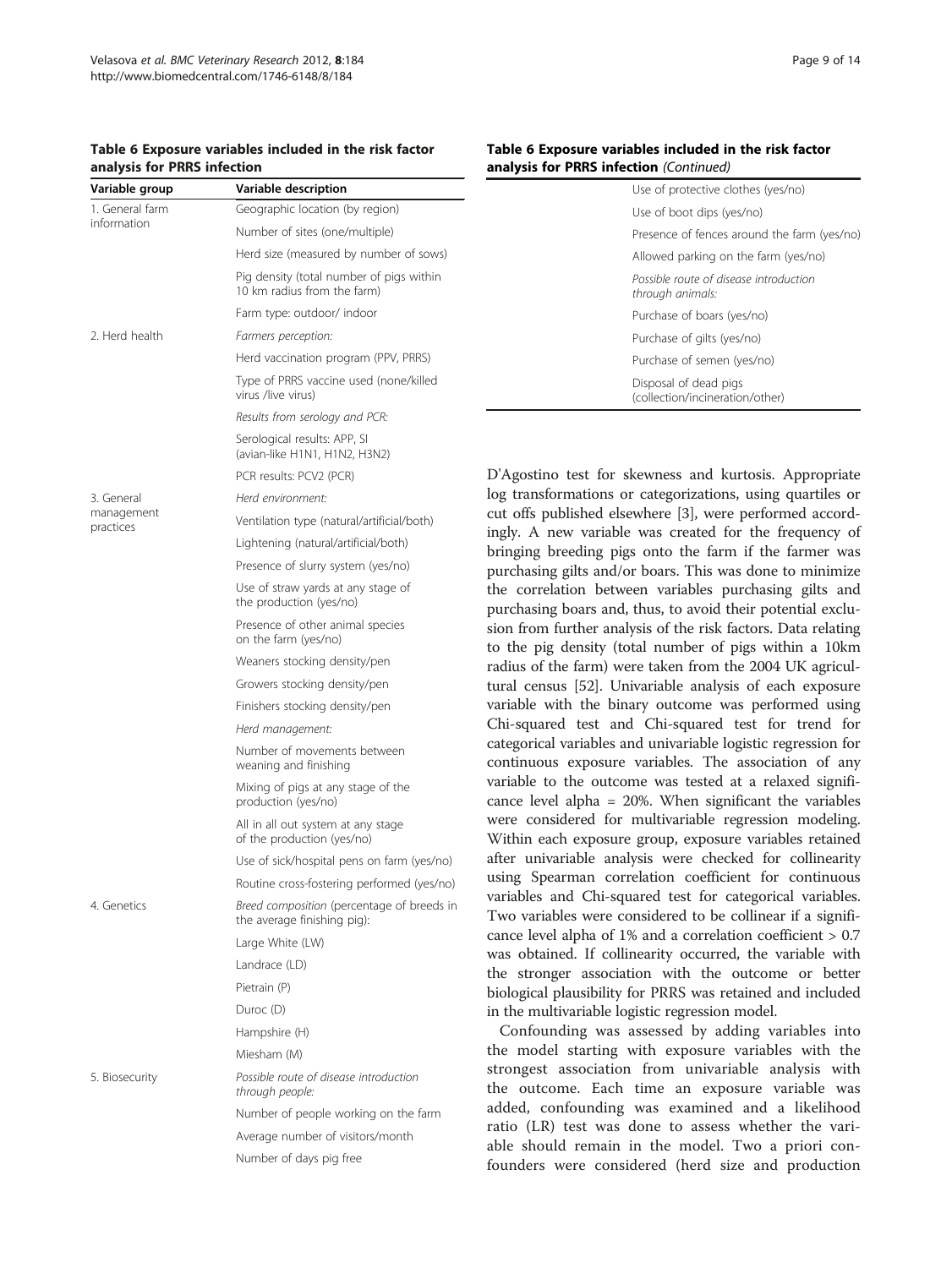**Table 6 Exposure variables included in the risk factor analysis for PRRS infection**

| Variable group | Variable description |
| --- | --- |
| 1. General farm information | Geographic location (by region) |
| | Number of sites (one/multiple) |
| | Herd size (measured by number of sows) |
| | Pig density (total number of pigs within 10 km radius from the farm) |
| | Farm type: outdoor/ indoor |
| 2. Herd health | *Farmers perception:* |
| | Herd vaccination program (PPV, PRRS) |
| | Type of PRRS vaccine used (none/killed virus /live virus) |
| | *Results from serology and PCR:* |
| | Serological results: APP, SI (avian-like H1N1, H1N2, H3N2) |
| | PCR results: PCV2 (PCR) |
| 3. General management practices | *Herd environment:* |
| | Ventilation type (natural/artificial/both) |
| | Lightening (natural/artificial/both) |
| | Presence of slurry system (yes/no) |
| | Use of straw yards at any stage of the production (yes/no) |
| | Presence of other animal species on the farm (yes/no) |
| | Weaners stocking density/pen |
| | Growers stocking density/pen |
| | Finishers stocking density/pen |
| | *Herd management:* |
| | Number of movements between weaning and finishing |
| | Mixing of pigs at any stage of the production (yes/no) |
| | All in all out system at any stage of the production (yes/no) |
| | Use of sick/hospital pens on farm (yes/no) |
| | Routine cross-fostering performed (yes/no) |
| 4. Genetics | *Breed composition (percentage of breeds in the average finishing pig):* |
| | Large White (LW) |
| | Landrace (LD) |
| | Pietrain (P) |
| | Duroc (D) |
| | Hampshire (H) |
| | Miesham (M) |
| 5. Biosecurity | *Possible route of disease introduction through people:* |
| | Number of people working on the farm |
| | Average number of visitors/month |
| | Number of days pig free |
| | Use of protective clothes (yes/no) |
| | Use of boot dips (yes/no) |
| | Presence of fences around the farm (yes/no) |
| | Allowed parking on the farm (yes/no) |
| | *Possible route of disease introduction through animals:* |
| | Purchase of boars (yes/no) |
| | Purchase of gilts (yes/no) |
| | Purchase of semen (yes/no) |
| | Disposal of dead pigs (collection/incineration/other) |

D'Agostino test for skewness and kurtosis. Appropriate log transformations or categorizations, using quartiles or cut offs published elsewhere [3], were performed accordingly. A new variable was created for the frequency of bringing breeding pigs onto the farm if the farmer was purchasing gilts and/or boars. This was done to minimize the correlation between variables purchasing gilts and purchasing boars and, thus, to avoid their potential exclusion from further analysis of the risk factors. Data relating to the pig density (total number of pigs within a 10km radius of the farm) were taken from the 2004 UK agricultural census [52]. Univariable analysis of each exposure variable with the binary outcome was performed using Chi-squared test and Chi-squared test for trend for categorical variables and univariable logistic regression for continuous exposure variables. The association of any variable to the outcome was tested at a relaxed significance level alpha = 20%. When significant the variables were considered for multivariable regression modeling. Within each exposure group, exposure variables retained after univariable analysis were checked for collinearity using Spearman correlation coefficient for continuous variables and Chi-squared test for categorical variables. Two variables were considered to be collinear if a significance level alpha of 1% and a correlation coefficient > 0.7 was obtained. If collinearity occurred, the variable with the stronger association with the outcome or better biological plausibility for PRRS was retained and included in the multivariable logistic regression model.

Confounding was assessed by adding variables into the model starting with exposure variables with the strongest association from univariable analysis with the outcome. Each time an exposure variable was added, confounding was examined and a likelihood ratio (LR) test was done to assess whether the variable should remain in the model. Two a priori confounders were considered (herd size and production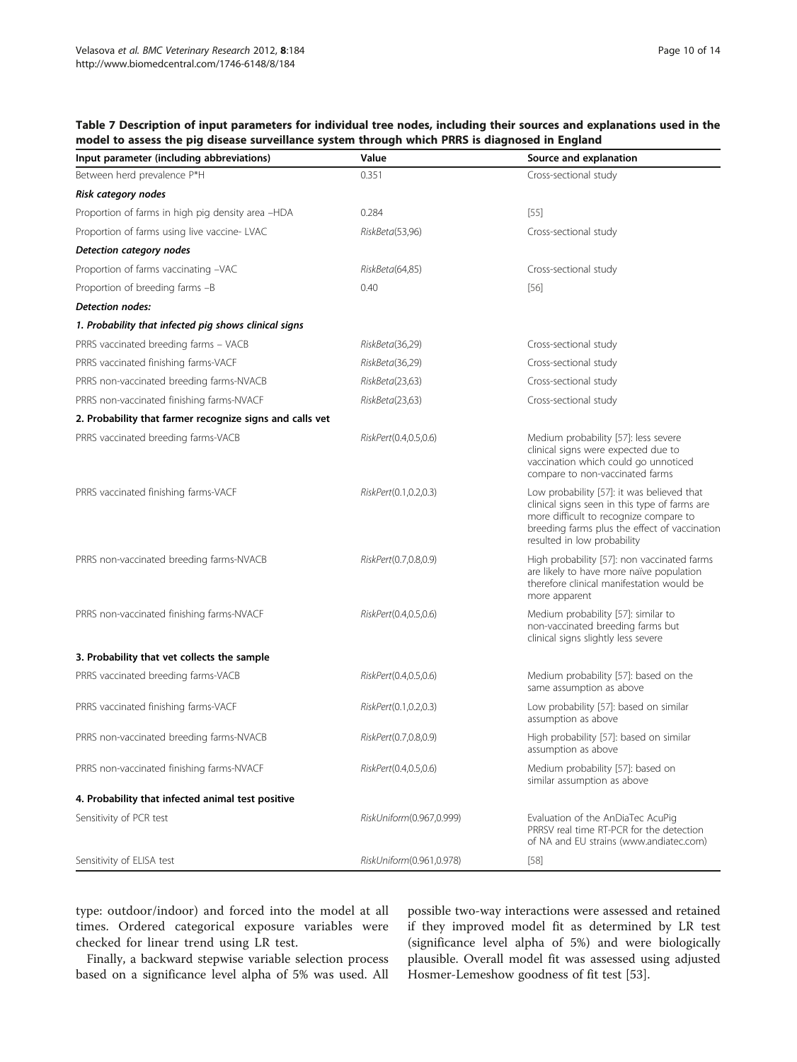**Table 7 Description of input parameters for individual tree nodes, including their sources and explanations used in the model to assess the pig disease surveillance system through which PRRS is diagnosed in England**

| Input parameter (including abbreviations) | Value | Source and explanation |
|---|---|---|
| Between herd prevalence P*H | 0.351 | Cross-sectional study |
| ***Risk category nodes*** | | |
| Proportion of farms in high pig density area –HDA | 0.284 | [55] |
| Proportion of farms using live vaccine- LVAC | *RiskBeta*(53,96) | Cross-sectional study |
| ***Detection category nodes*** | | |
| Proportion of farms vaccinating –VAC | *RiskBeta*(64,85) | Cross-sectional study |
| Proportion of breeding farms –B | 0.40 | [56] |
| ***Detection nodes:*** | | |
| ***1. Probability that infected pig shows clinical signs*** | | |
| PRRS vaccinated breeding farms – VACB | *RiskBeta*(36,29) | Cross-sectional study |
| PRRS vaccinated finishing farms-VACF | *RiskBeta*(36,29) | Cross-sectional study |
| PRRS non-vaccinated breeding farms-NVACB | *RiskBeta*(23,63) | Cross-sectional study |
| PRRS non-vaccinated finishing farms-NVACF | *RiskBeta*(23,63) | Cross-sectional study |
| **2. Probability that farmer recognize signs and calls vet** | | |
| PRRS vaccinated breeding farms-VACB | *RiskPert*(0.4,0.5,0.6) | Medium probability [57]: less severe clinical signs were expected due to vaccination which could go unnoticed compare to non-vaccinated farms |
| PRRS vaccinated finishing farms-VACF | *RiskPert*(0.1,0.2,0.3) | Low probability [57]: it was believed that clinical signs seen in this type of farms are more difficult to recognize compare to breeding farms plus the effect of vaccination resulted in low probability |
| PRRS non-vaccinated breeding farms-NVACB | *RiskPert*(0.7,0.8,0.9) | High probability [57]: non vaccinated farms are likely to have more naïve population therefore clinical manifestation would be more apparent |
| PRRS non-vaccinated finishing farms-NVACF | *RiskPert*(0.4,0.5,0.6) | Medium probability [57]: similar to non-vaccinated breeding farms but clinical signs slightly less severe |
| **3. Probability that vet collects the sample** | | |
| PRRS vaccinated breeding farms-VACB | *RiskPert*(0.4,0.5,0.6) | Medium probability [57]: based on the same assumption as above |
| PRRS vaccinated finishing farms-VACF | *RiskPert*(0.1,0.2,0.3) | Low probability [57]: based on similar assumption as above |
| PRRS non-vaccinated breeding farms-NVACB | *RiskPert*(0.7,0.8,0.9) | High probability [57]: based on similar assumption as above |
| PRRS non-vaccinated finishing farms-NVACF | *RiskPert*(0.4,0.5,0.6) | Medium probability [57]: based on similar assumption as above |
| **4. Probability that infected animal test positive** | | |
| Sensitivity of PCR test | *RiskUniform*(0.967,0.999) | Evaluation of the AnDiaTec AcuPig PRRSV real time RT-PCR for the detection of NA and EU strains (www.andiatec.com) |
| Sensitivity of ELISA test | *RiskUniform*(0.961,0.978) | [58] |

type: outdoor/indoor) and forced into the model at all times. Ordered categorical exposure variables were checked for linear trend using LR test.

Finally, a backward stepwise variable selection process based on a significance level alpha of 5% was used. All possible two-way interactions were assessed and retained if they improved model fit as determined by LR test (significance level alpha of 5%) and were biologically plausible. Overall model fit was assessed using adjusted Hosmer-Lemeshow goodness of fit test [53].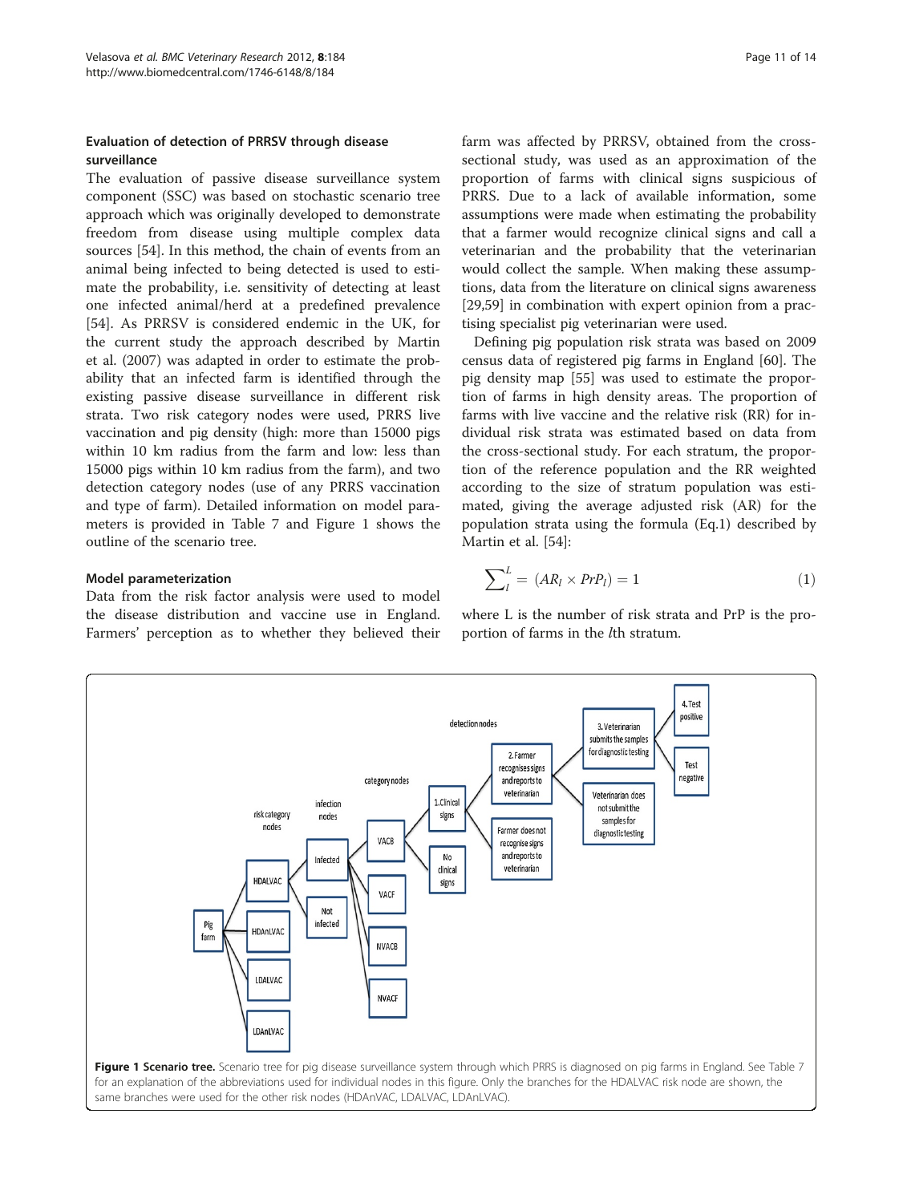### Evaluation of detection of PRRSV through disease surveillance

The evaluation of passive disease surveillance system component (SSC) was based on stochastic scenario tree approach which was originally developed to demonstrate freedom from disease using multiple complex data sources [54]. In this method, the chain of events from an animal being infected to being detected is used to estimate the probability, i.e. sensitivity of detecting at least one infected animal/herd at a predefined prevalence [54]. As PRRSV is considered endemic in the UK, for the current study the approach described by Martin et al. (2007) was adapted in order to estimate the probability that an infected farm is identified through the existing passive disease surveillance in different risk strata. Two risk category nodes were used, PRRS live vaccination and pig density (high: more than 15000 pigs within 10 km radius from the farm and low: less than 15000 pigs within 10 km radius from the farm), and two detection category nodes (use of any PRRS vaccination and type of farm). Detailed information on model parameters is provided in Table 7 and Figure 1 shows the outline of the scenario tree.

### Model parameterization

Data from the risk factor analysis were used to model the disease distribution and vaccine use in England. Farmers' perception as to whether they believed their farm was affected by PRRSV, obtained from the cross-sectional study, was used as an approximation of the proportion of farms with clinical signs suspicious of PRRS. Due to a lack of available information, some assumptions were made when estimating the probability that a farmer would recognize clinical signs and call a veterinarian and the probability that the veterinarian would collect the sample. When making these assumptions, data from the literature on clinical signs awareness [29,59] in combination with expert opinion from a practising specialist pig veterinarian were used.

Defining pig population risk strata was based on 2009 census data of registered pig farms in England [60]. The pig density map [55] was used to estimate the proportion of farms in high density areas. The proportion of farms with live vaccine and the relative risk (RR) for individual risk strata was estimated based on data from the cross-sectional study. For each stratum, the proportion of the reference population and the RR weighted according to the size of stratum population was estimated, giving the average adjusted risk (AR) for the population strata using the formula (Eq.1) described by Martin et al. [54]:

$$\sum\nolimits_{l}^{L} = (AR_l \times PrP_l) = 1 \qquad (1)$$

where L is the number of risk strata and PrP is the proportion of farms in the *l*th stratum.

**Figure 1 Scenario tree.** Scenario tree for pig disease surveillance system through which PRRS is diagnosed on pig farms in England. See Table 7 for an explanation of the abbreviations used for individual nodes in this figure. Only the branches for the HDALVAC risk node are shown, the same branches were used for the other risk nodes (HDAnLVAC, LDALVAC, LDAnLVAC).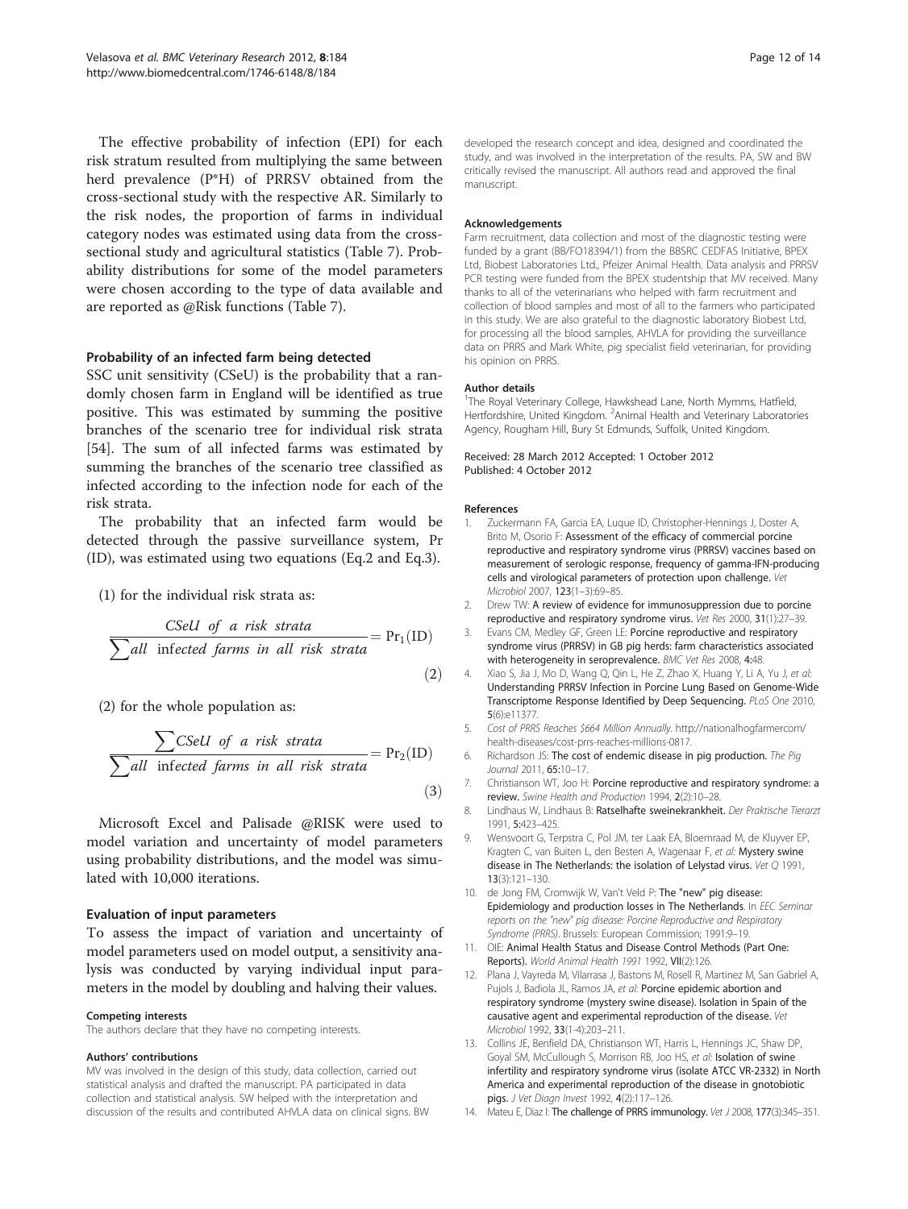The effective probability of infection (EPI) for each risk stratum resulted from multiplying the same between herd prevalence (P*H) of PRRSV obtained from the cross-sectional study with the respective AR. Similarly to the risk nodes, the proportion of farms in individual category nodes was estimated using data from the cross-sectional study and agricultural statistics (Table 7). Probability distributions for some of the model parameters were chosen according to the type of data available and are reported as @Risk functions (Table 7).

### Probability of an infected farm being detected

SSC unit sensitivity (CSeU) is the probability that a randomly chosen farm in England will be identified as true positive. This was estimated by summing the positive branches of the scenario tree for individual risk strata [54]. The sum of all infected farms was estimated by summing the branches of the scenario tree classified as infected according to the infection node for each of the risk strata.

The probability that an infected farm would be detected through the passive surveillance system, Pr (ID), was estimated using two equations (Eq.2 and Eq.3).

(1) for the individual risk strata as:

$$\frac{CSeU\ \ of\ \ a\ \ risk\ \ strata}{\sum all\ \ infected\ \ farms\ \ in\ \ all\ \ risk\ \ strata} = \mathrm{Pr}_1(\mathrm{ID}) \tag{2}$$

(2) for the whole population as:

$$\frac{\sum CSeU\ \ of\ \ a\ \ risk\ \ strata}{\sum all\ \ infected\ \ farms\ \ in\ \ all\ \ risk\ \ strata} = \mathrm{Pr}_2(\mathrm{ID}) \tag{3}$$

Microsoft Excel and Palisade @RISK were used to model variation and uncertainty of model parameters using probability distributions, and the model was simulated with 10,000 iterations.

### Evaluation of input parameters

To assess the impact of variation and uncertainty of model parameters used on model output, a sensitivity analysis was conducted by varying individual input parameters in the model by doubling and halving their values.

#### Competing interests

The authors declare that they have no competing interests.

#### Authors' contributions

MV was involved in the design of this study, data collection, carried out statistical analysis and drafted the manuscript. PA participated in data collection and statistical analysis. SW helped with the interpretation and discussion of the results and contributed AHVLA data on clinical signs. BW developed the research concept and idea, designed and coordinated the study, and was involved in the interpretation of the results. PA, SW and BW critically revised the manuscript. All authors read and approved the final manuscript.

#### Acknowledgements

Farm recruitment, data collection and most of the diagnostic testing were funded by a grant (BB/FO18394/1) from the BBSRC CEDFAS Initiative, BPEX Ltd, Biobest Laboratories Ltd., Pfeizer Animal Health. Data analysis and PRRSV PCR testing were funded from the BPEX studentship that MV received. Many thanks to all of the veterinarians who helped with farm recruitment and collection of blood samples and most of all to the farmers who participated in this study. We are also grateful to the diagnostic laboratory Biobest Ltd, for processing all the blood samples, AHVLA for providing the surveillance data on PRRS and Mark White, pig specialist field veterinarian, for providing his opinion on PRRS.

#### Author details

[1]The Royal Veterinary College, Hawkshead Lane, North Mymms, Hatfield, Hertfordshire, United Kingdom. [2]Animal Health and Veterinary Laboratories Agency, Rougham Hill, Bury St Edmunds, Suffolk, United Kingdom.

Received: 28 March 2012 Accepted: 1 October 2012
Published: 4 October 2012

#### References

1. Zuckermann FA, Garcia EA, Luque ID, Christopher-Hennings J, Doster A, Brito M, Osorio F: **Assessment of the efficacy of commercial porcine reproductive and respiratory syndrome virus (PRRSV) vaccines based on measurement of serologic response, frequency of gamma-IFN-producing cells and virological parameters of protection upon challenge.** *Vet Microbiol* 2007, **123**(1–3):69–85.
2. Drew TW: **A review of evidence for immunosuppression due to porcine reproductive and respiratory syndrome virus.** *Vet Res* 2000, **31**(1):27–39.
3. Evans CM, Medley GF, Green LE: **Porcine reproductive and respiratory syndrome virus (PRRSV) in GB pig herds: farm characteristics associated with heterogeneity in seroprevalence.** *BMC Vet Res* 2008, **4**:48.
4. Xiao S, Jia J, Mo D, Wang Q, Qin L, He Z, Zhao X, Huang Y, Li A, Yu J, *et al*: **Understanding PRRSV Infection in Porcine Lung Based on Genome-Wide Transcriptome Response Identified by Deep Sequencing.** *PLoS One* 2010, **5**(6):e11377.
5. *Cost of PRRS Reaches $664 Million Annually*. http://nationalhogfarmercom/health-diseases/cost-prrs-reaches-millions-0817.
6. Richardson JS: **The cost of endemic disease in pig production.** *The Pig Journal* 2011, **65**:10–17.
7. Christianson WT, Joo H: **Porcine reproductive and respiratory syndrome: a review.** *Swine Health and Production* 1994, **2**(2):10–28.
8. Lindhaus W, Lindhaus B: **Ratselhafte sweinekrankheit.** *Der Praktische Tierarzt* 1991, **5**:423–425.
9. Wensvoort G, Terpstra C, Pol JM, ter Laak EA, Bloemraad M, de Kluyver EP, Kragten C, van Buiten L, den Besten A, Wagenaar F, *et al*: **Mystery swine disease in The Netherlands: the isolation of Lelystad virus.** *Vet Q* 1991, **13**(3):121–130.
10. de Jong FM, Cromwijk W, Van't Veld P: **The "new" pig disease: Epidemiology and production losses in The Netherlands.** In *EEC Seminar reports on the "new" pig disease: Porcine Reproductive and Respiratory Syndrome (PRRS)*. Brussels: European Commission; 1991:9–19.
11. OIE: **Animal Health Status and Disease Control Methods (Part One: Reports).** *World Animal Health 1991* 1992, **VII**(2):126.
12. Plana J, Vayreda M, Vilarrasa J, Bastons M, Rosell R, Martinez M, San Gabriel A, Pujols J, Badiola JL, Ramos JA, *et al*: **Porcine epidemic abortion and respiratory syndrome (mystery swine disease). Isolation in Spain of the causative agent and experimental reproduction of the disease.** *Vet Microbiol* 1992, **33**(1-4):203–211.
13. Collins JE, Benfield DA, Christianson WT, Harris L, Hennings JC, Shaw DP, Goyal SM, McCullough S, Morrison RB, Joo HS, *et al*: **Isolation of swine infertility and respiratory syndrome virus (isolate ATCC VR-2332) in North America and experimental reproduction of the disease in gnotobiotic pigs.** *J Vet Diagn Invest* 1992, **4**(2):117–126.
14. Mateu E, Diaz I: **The challenge of PRRS immunology.** *Vet J* 2008, **177**(3):345–351.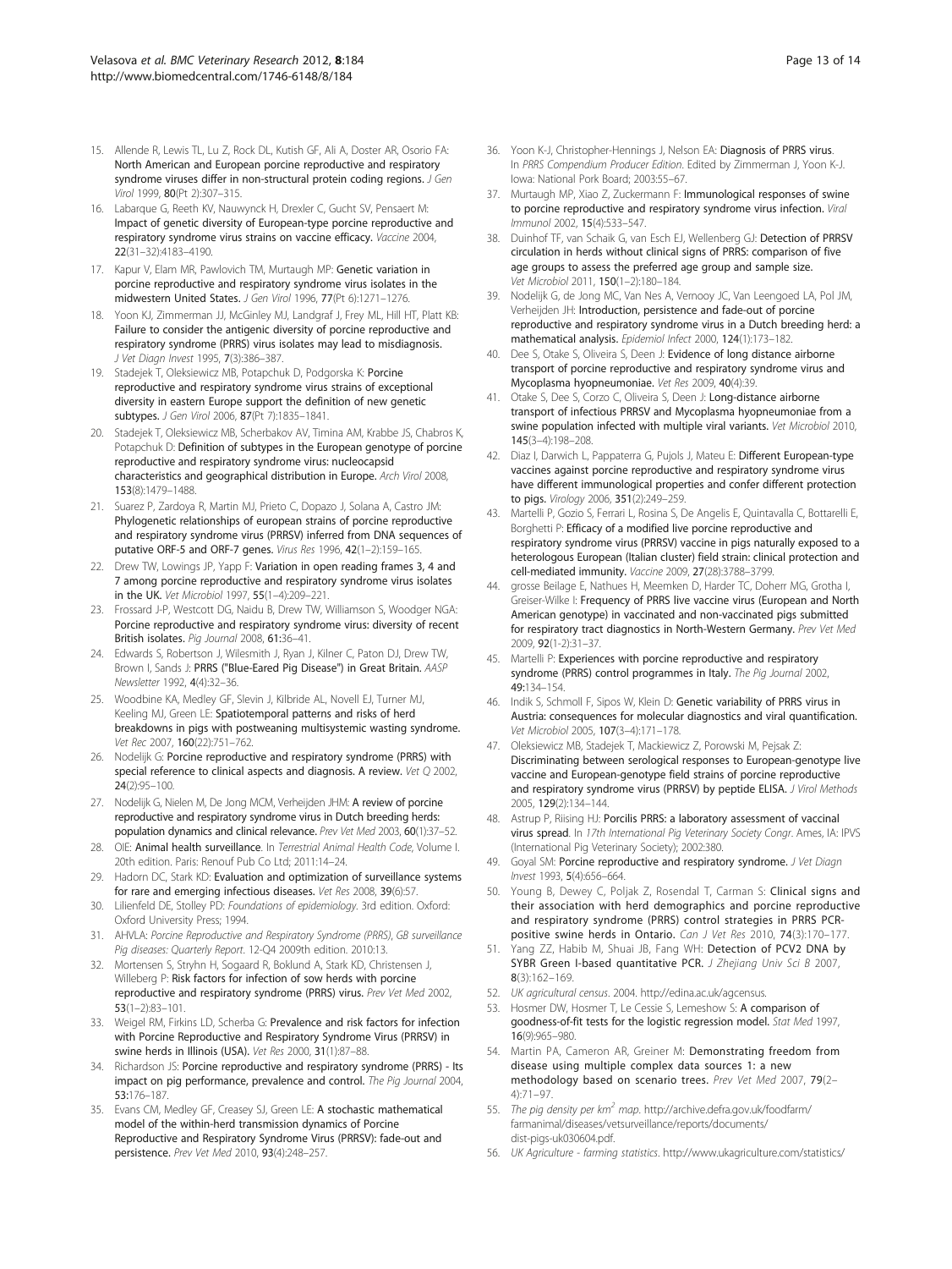15. Allende R, Lewis TL, Lu Z, Rock DL, Kutish GF, Ali A, Doster AR, Osorio FA: **North American and European porcine reproductive and respiratory syndrome viruses differ in non-structural protein coding regions.** *J Gen Virol* 1999, **80**(Pt 2):307–315.
16. Labarque G, Reeth KV, Nauwynck H, Drexler C, Gucht SV, Pensaert M: **Impact of genetic diversity of European-type porcine reproductive and respiratory syndrome virus strains on vaccine efficacy.** *Vaccine* 2004, **22**(31–32):4183–4190.
17. Kapur V, Elam MR, Pawlovich TM, Murtaugh MP: **Genetic variation in porcine reproductive and respiratory syndrome virus isolates in the midwestern United States.** *J Gen Virol* 1996, **77**(Pt 6):1271–1276.
18. Yoon KJ, Zimmerman JJ, McGinley MJ, Landgraf J, Frey ML, Hill HT, Platt KB: **Failure to consider the antigenic diversity of porcine reproductive and respiratory syndrome (PRRS) virus isolates may lead to misdiagnosis.** *J Vet Diagn Invest* 1995, **7**(3):386–387.
19. Stadejek T, Oleksiewicz MB, Potapchuk D, Podgorska K: **Porcine reproductive and respiratory syndrome virus strains of exceptional diversity in eastern Europe support the definition of new genetic subtypes.** *J Gen Virol* 2006, **87**(Pt 7):1835–1841.
20. Stadejek T, Oleksiewicz MB, Scherbakov AV, Timina AM, Krabbe JS, Chabros K, Potapchuk D: **Definition of subtypes in the European genotype of porcine reproductive and respiratory syndrome virus: nucleocapsid characteristics and geographical distribution in Europe.** *Arch Virol* 2008, **153**(8):1479–1488.
21. Suarez P, Zardoya R, Martin MJ, Prieto C, Dopazo J, Solana A, Castro JM: **Phylogenetic relationships of european strains of porcine reproductive and respiratory syndrome virus (PRRSV) inferred from DNA sequences of putative ORF-5 and ORF-7 genes.** *Virus Res* 1996, **42**(1–2):159–165.
22. Drew TW, Lowings JP, Yapp F: **Variation in open reading frames 3, 4 and 7 among porcine reproductive and respiratory syndrome virus isolates in the UK.** *Vet Microbiol* 1997, **55**(1–4):209–221.
23. Frossard J-P, Westcott DG, Naidu B, Drew TW, Williamson S, Woodger NGA: **Porcine reproductive and respiratory syndrome virus: diversity of recent British isolates.** *Pig Journal* 2008, **61**:36–41.
24. Edwards S, Robertson J, Wilesmith J, Ryan J, Kilner C, Paton DJ, Drew TW, Brown I, Sands J: **PRRS ("Blue-Eared Pig Disease") in Great Britain.** *AASP Newsletter* 1992, **4**(4):32–36.
25. Woodbine KA, Medley GF, Slevin J, Kilbride AL, Novell EJ, Turner MJ, Keeling MJ, Green LE: **Spatiotemporal patterns and risks of herd breakdowns in pigs with postweaning multisystemic wasting syndrome.** *Vet Rec* 2007, **160**(22):751–762.
26. Nodelijk G: **Porcine reproductive and respiratory syndrome (PRRS) with special reference to clinical aspects and diagnosis. A review.** *Vet Q* 2002, **24**(2):95–100.
27. Nodelijk G, Nielen M, De Jong MCM, Verheijden JHM: **A review of porcine reproductive and respiratory syndrome virus in Dutch breeding herds: population dynamics and clinical relevance.** *Prev Vet Med* 2003, **60**(1):37–52.
28. OIE: **Animal health surveillance**. In *Terrestrial Animal Health Code*, Volume I. 20th edition. Paris: Renouf Pub Co Ltd; 2011:14–24.
29. Hadorn DC, Stark KD: **Evaluation and optimization of surveillance systems for rare and emerging infectious diseases.** *Vet Res* 2008, **39**(6):57.
30. Lilienfeld DE, Stolley PD: *Foundations of epidemiology*. 3rd edition. Oxford: Oxford University Press; 1994.
31. AHVLA: *Porcine Reproductive and Respiratory Syndrome (PRRS)*, *GB surveillance Pig diseases: Quarterly Report*. 12-Q4 2009th edition. 2010:13.
32. Mortensen S, Stryhn H, Sogaard R, Boklund A, Stark KD, Christensen J, Willeberg P: **Risk factors for infection of sow herds with porcine reproductive and respiratory syndrome (PRRS) virus.** *Prev Vet Med* 2002, **53**(1–2):83–101.
33. Weigel RM, Firkins LD, Scherba G: **Prevalence and risk factors for infection with Porcine Reproductive and Respiratory Syndrome Virus (PRRSV) in swine herds in Illinois (USA).** *Vet Res* 2000, **31**(1):87–88.
34. Richardson JS: **Porcine reproductive and respiratory syndrome (PRRS) - Its impact on pig performance, prevalence and control.** *The Pig Journal* 2004, **53**:176–187.
35. Evans CM, Medley GF, Creasey SJ, Green LE: **A stochastic mathematical model of the within-herd transmission dynamics of Porcine Reproductive and Respiratory Syndrome Virus (PRRSV): fade-out and persistence.** *Prev Vet Med* 2010, **93**(4):248–257.
36. Yoon K-J, Christopher-Hennings J, Nelson EA: **Diagnosis of PRRS virus**. In *PRRS Compendium Producer Edition*. Edited by Zimmerman J, Yoon K-J. Iowa: National Pork Board; 2003:55–67.
37. Murtaugh MP, Xiao Z, Zuckermann F: **Immunological responses of swine to porcine reproductive and respiratory syndrome virus infection.** *Viral Immunol* 2002, **15**(4):533–547.
38. Duinhof TF, van Schaik G, van Esch EJ, Wellenberg GJ: **Detection of PRRSV circulation in herds without clinical signs of PRRS: comparison of five age groups to assess the preferred age group and sample size.** *Vet Microbiol* 2011, **150**(1–2):180–184.
39. Nodelijk G, de Jong MC, Van Nes A, Vernooy JC, Van Leengoed LA, Pol JM, Verheijden JH: **Introduction, persistence and fade-out of porcine reproductive and respiratory syndrome virus in a Dutch breeding herd: a mathematical analysis.** *Epidemiol Infect* 2000, **124**(1):173–182.
40. Dee S, Otake S, Oliveira S, Deen J: **Evidence of long distance airborne transport of porcine reproductive and respiratory syndrome virus and Mycoplasma hyopneumoniae.** *Vet Res* 2009, **40**(4):39.
41. Otake S, Dee S, Corzo C, Oliveira S, Deen J: **Long-distance airborne transport of infectious PRRSV and Mycoplasma hyopneumoniae from a swine population infected with multiple viral variants.** *Vet Microbiol* 2010, **145**(3–4):198–208.
42. Diaz I, Darwich L, Pappaterra G, Pujols J, Mateu E: **Different European-type vaccines against porcine reproductive and respiratory syndrome virus have different immunological properties and confer different protection to pigs.** *Virology* 2006, **351**(2):249–259.
43. Martelli P, Gozio S, Ferrari L, Rosina S, De Angelis E, Quintavalla C, Bottarelli E, Borghetti P: **Efficacy of a modified live porcine reproductive and respiratory syndrome virus (PRRSV) vaccine in pigs naturally exposed to a heterologous European (Italian cluster) field strain: clinical protection and cell-mediated immunity.** *Vaccine* 2009, **27**(28):3788–3799.
44. grosse Beilage E, Nathues H, Meemken D, Harder TC, Doherr MG, Grotha I, Greiser-Wilke I: **Frequency of PRRS live vaccine virus (European and North American genotype) in vaccinated and non-vaccinated pigs submitted for respiratory tract diagnostics in North-Western Germany.** *Prev Vet Med* 2009, **92**(1-2):31–37.
45. Martelli P: **Experiences with porcine reproductive and respiratory syndrome (PRRS) control programmes in Italy.** *The Pig Journal* 2002, **49**:134–154.
46. Indik S, Schmoll F, Sipos W, Klein D: **Genetic variability of PRRS virus in Austria: consequences for molecular diagnostics and viral quantification.** *Vet Microbiol* 2005, **107**(3–4):171–178.
47. Oleksiewicz MB, Stadejek T, Mackiewicz Z, Porowski M, Pejsak Z: **Discriminating between serological responses to European-genotype live vaccine and European-genotype field strains of porcine reproductive and respiratory syndrome virus (PRRSV) by peptide ELISA.** *J Virol Methods* 2005, **129**(2):134–144.
48. Astrup P, Riising HJ: **Porcilis PRRS: a laboratory assessment of vaccinal virus spread**. In *17th International Pig Veterinary Society Congr*. Ames, IA: IPVS (International Pig Veterinary Society); 2002:380.
49. Goyal SM: **Porcine reproductive and respiratory syndrome.** *J Vet Diagn Invest* 1993, **5**(4):656–664.
50. Young B, Dewey C, Poljak Z, Rosendal T, Carman S: **Clinical signs and their association with herd demographics and porcine reproductive and respiratory syndrome (PRRS) control strategies in PRRS PCR-positive swine herds in Ontario.** *Can J Vet Res* 2010, **74**(3):170–177.
51. Yang ZZ, Habib M, Shuai JB, Fang WH: **Detection of PCV2 DNA by SYBR Green I-based quantitative PCR.** *J Zhejiang Univ Sci B* 2007, **8**(3):162–169.
52. *UK agricultural census*. 2004. http://edina.ac.uk/agcensus.
53. Hosmer DW, Hosmer T, Le Cessie S, Lemeshow S: **A comparison of goodness-of-fit tests for the logistic regression model.** *Stat Med* 1997, **16**(9):965–980.
54. Martin PA, Cameron AR, Greiner M: **Demonstrating freedom from disease using multiple complex data sources 1: a new methodology based on scenario trees.** *Prev Vet Med* 2007, **79**(2–4):71–97.
55. *The pig density per km$^2$ map*. http://archive.defra.gov.uk/foodfarm/farmanimal/diseases/vetsurveillance/reports/documents/dist-pigs-uk030604.pdf.
56. *UK Agriculture - farming statistics*. http://www.ukagriculture.com/statistics/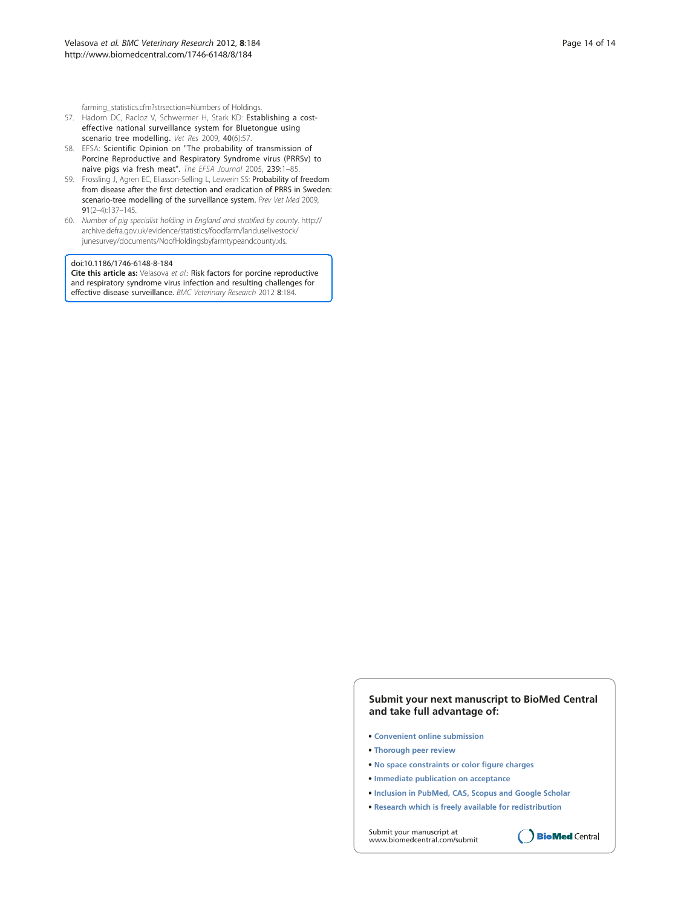farming_statistics.cfm?strsection=Numbers of Holdings.

57. Hadorn DC, Racloz V, Schwermer H, Stark KD: **Establishing a cost-effective national surveillance system for Bluetongue using scenario tree modelling.** *Vet Res* 2009, **40**(6):57.
58. EFSA: **Scientific Opinion on "The probability of transmission of Porcine Reproductive and Respiratory Syndrome virus (PRRSv) to naive pigs via fresh meat".** *The EFSA Journal* 2005, **239:**1–85.
59. Frossling J, Agren EC, Eliasson-Selling L, Lewerin SS: **Probability of freedom from disease after the first detection and eradication of PRRS in Sweden: scenario-tree modelling of the surveillance system.** *Prev Vet Med* 2009, **91**(2–4):137–145.
60. *Number of pig specialist holding in England and stratified by county.* http://archive.defra.gov.uk/evidence/statistics/foodfarm/landuselivestock/junesurvey/documents/NoofHoldingsbyfarmtypeandcounty.xls.

doi:10.1186/1746-6148-8-184

**Cite this article as:** Velasova *et al.*: Risk factors for porcine reproductive and respiratory syndrome virus infection and resulting challenges for effective disease surveillance. *BMC Veterinary Research* 2012 **8**:184.

**Submit your next manuscript to BioMed Central and take full advantage of:**

- **Convenient online submission**
- **Thorough peer review**
- **No space constraints or color figure charges**
- **Immediate publication on acceptance**
- **Inclusion in PubMed, CAS, Scopus and Google Scholar**
- **Research which is freely available for redistribution**

Submit your manuscript at www.biomedcentral.com/submit

BioMed Central